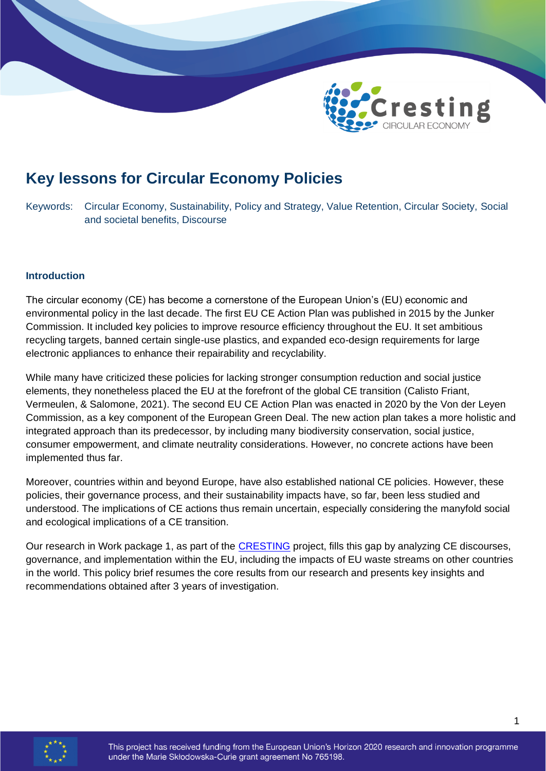# Key lessons for Circular Economy Policies

Keywords: Circular Economy, Sustainability, Policy and Strategy, Value Retention, Circular Society, Social and societal benefits, Discourse

### Introduction

The circular economy (CE) has become a cornerstone of the European Union's (EU) economic and environmental policy in the last decade. The first EU CE Action Plan was published in 2015 by the Junker Commission. It included key policies to improve resource efficiency throughout the EU. It set ambitious recycling targets, banned certain single-use plastics, and expanded eco-design requirements for large electronic appliances to enhance their repairability and recyclability.

While many have criticized these policies for lacking stronger consumption reduction and social justice elements, they nonetheless placed the EU at the forefront of the global CE transition (Calisto Friant, Vermeulen, & Salomone, 2021). The second EU CE Action Plan was enacted in 2020 by the Von der Leyen Commission, as a key component of the European Green Deal. The new action plan takes a more holistic and integrated approach than its predecessor, by including many biodiversity conservation, social justice, consumer empowerment, and climate neutrality considerations. However, no concrete actions have been implemented thus far.

Moreover, countries within and beyond Europe, have also established national CE policies. However, these policies, their governance process, and their sustainability impacts have, so far, been less studied and understood. The implications of CE actions thus remain uncertain, especially considering the manyfold social and ecological implications of a CE transition.

Our research in Work package 1, as part of the CRESTING project, fills this gap by analyzing CE discourses, governance, and implementation within the EU, including the impacts of EU waste streams on other countries in the world. This policy brief resumes the core results from our research and presents key insights and recommendations obtained after 3 years of investigation.

This project has received funding from the European Union's Horizon 2020 research and innovation programme under the Marie Skłodowska-Curie grant agreement No 765198.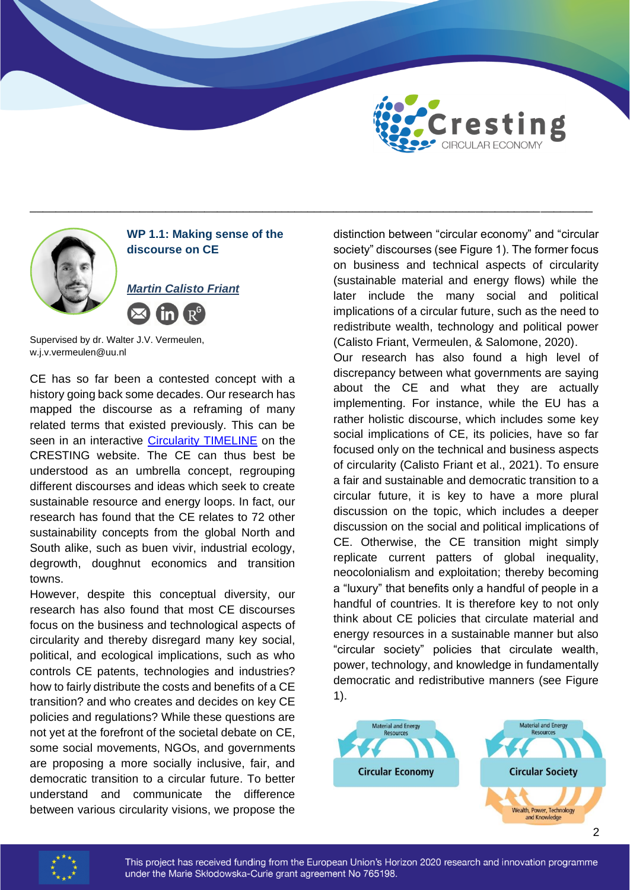## WP 1.1: Making sense of the discourse on CE

***Martin Calisto Friant***

Supervised by dr. Walter J.V. Vermeulen, w.j.v.vermeulen@uu.nl

CE has so far been a contested concept with a history going back some decades. Our research has mapped the discourse as a reframing of many related terms that existed previously. This can be seen in an interactive Circularity TIMELINE on the CRESTING website. The CE can thus best be understood as an umbrella concept, regrouping different discourses and ideas which seek to create sustainable resource and energy loops. In fact, our research has found that the CE relates to 72 other sustainability concepts from the global North and South alike, such as buen vivir, industrial ecology, degrowth, doughnut economics and transition towns.

However, despite this conceptual diversity, our research has also found that most CE discourses focus on the business and technological aspects of circularity and thereby disregard many key social, political, and ecological implications, such as who controls CE patents, technologies and industries? how to fairly distribute the costs and benefits of a CE transition? and who creates and decides on key CE policies and regulations? While these questions are not yet at the forefront of the societal debate on CE, some social movements, NGOs, and governments are proposing a more socially inclusive, fair, and democratic transition to a circular future. To better understand and communicate the difference between various circularity visions, we propose the distinction between "circular economy" and "circular society" discourses (see Figure 1). The former focus on business and technical aspects of circularity (sustainable material and energy flows) while the later include the many social and political implications of a circular future, such as the need to redistribute wealth, technology and political power (Calisto Friant, Vermeulen, & Salomone, 2020).

Our research has also found a high level of discrepancy between what governments are saying about the CE and what they are actually implementing. For instance, while the EU has a rather holistic discourse, which includes some key social implications of CE, its policies, have so far focused only on the technical and business aspects of circularity (Calisto Friant et al., 2021). To ensure a fair and sustainable and democratic transition to a circular future, it is key to have a more plural discussion on the topic, which includes a deeper discussion on the social and political implications of CE. Otherwise, the CE transition might simply replicate current patters of global inequality, neocolonialism and exploitation; thereby becoming a "luxury" that benefits only a handful of people in a handful of countries. It is therefore key to not only think about CE policies that circulate material and energy resources in a sustainable manner but also "circular society" policies that circulate wealth, power, technology, and knowledge in fundamentally democratic and redistributive manners (see Figure 1).

Material and Energy Resources — Circular Economy

Material and Energy Resources — Circular Society — Wealth, Power, Technology and Knowledge

This project has received funding from the European Union's Horizon 2020 research and innovation programme under the Marie Skłodowska-Curie grant agreement No 765198.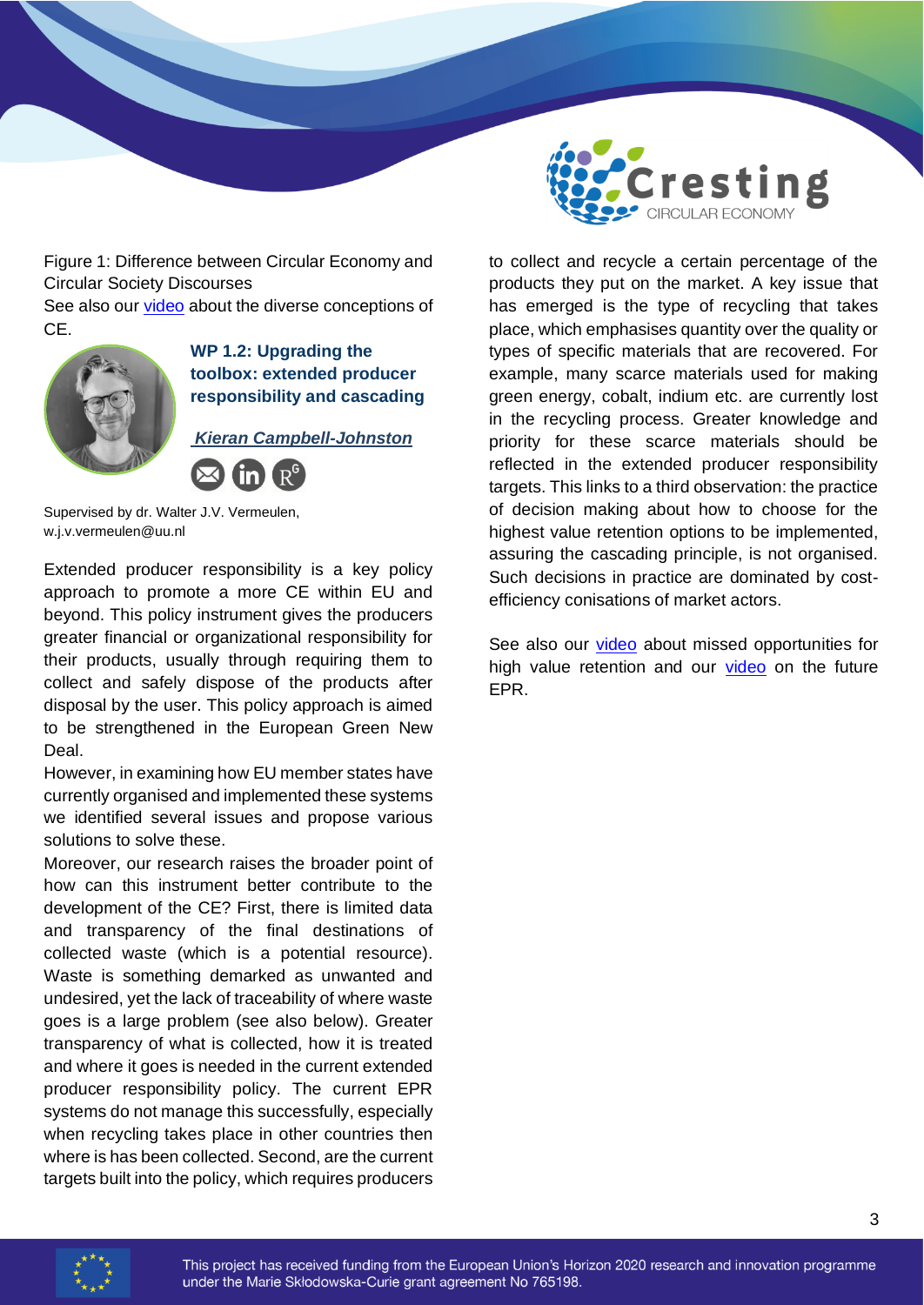Figure 1: Difference between Circular Economy and Circular Society Discourses

See also our video about the diverse conceptions of CE.

### WP 1.2: Upgrading the toolbox: extended producer responsibility and cascading

***Kieran Campbell-Johnston***

Supervised by dr. Walter J.V. Vermeulen, w.j.v.vermeulen@uu.nl

Extended producer responsibility is a key policy approach to promote a more CE within EU and beyond. This policy instrument gives the producers greater financial or organizational responsibility for their products, usually through requiring them to collect and safely dispose of the products after disposal by the user. This policy approach is aimed to be strengthened in the European Green New Deal.

However, in examining how EU member states have currently organised and implemented these systems we identified several issues and propose various solutions to solve these.

Moreover, our research raises the broader point of how can this instrument better contribute to the development of the CE? First, there is limited data and transparency of the final destinations of collected waste (which is a potential resource). Waste is something demarked as unwanted and undesired, yet the lack of traceability of where waste goes is a large problem (see also below). Greater transparency of what is collected, how it is treated and where it goes is needed in the current extended producer responsibility policy. The current EPR systems do not manage this successfully, especially when recycling takes place in other countries then where is has been collected. Second, are the current targets built into the policy, which requires producers to collect and recycle a certain percentage of the products they put on the market. A key issue that has emerged is the type of recycling that takes place, which emphasises quantity over the quality or types of specific materials that are recovered. For example, many scarce materials used for making green energy, cobalt, indium etc. are currently lost in the recycling process. Greater knowledge and priority for these scarce materials should be reflected in the extended producer responsibility targets. This links to a third observation: the practice of decision making about how to choose for the highest value retention options to be implemented, assuring the cascading principle, is not organised. Such decisions in practice are dominated by cost-efficiency consisations of market actors.

See also our video about missed opportunities for high value retention and our video on the future EPR.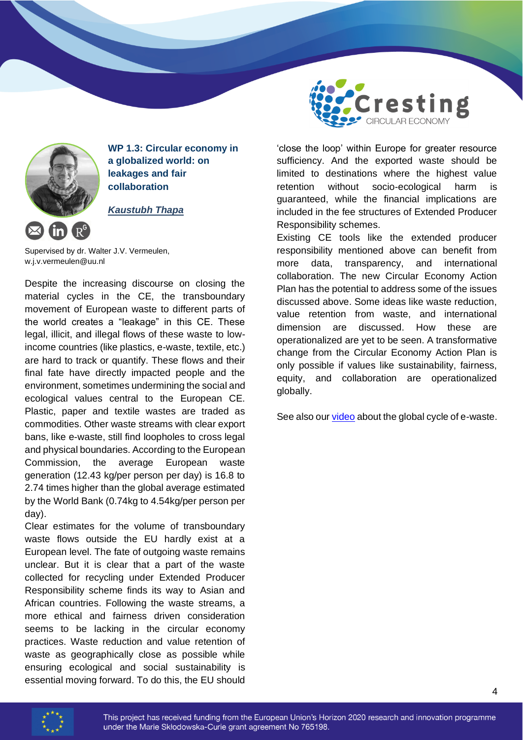### WP 1.3: Circular economy in a globalized world: on leakages and fair collaboration

***Kaustubh Thapa***

Supervised by dr. Walter J.V. Vermeulen, w.j.v.vermeulen@uu.nl

Despite the increasing discourse on closing the material cycles in the CE, the transboundary movement of European waste to different parts of the world creates a "leakage" in this CE. These legal, illicit, and illegal flows of these waste to low-income countries (like plastics, e-waste, textile, etc.) are hard to track or quantify. These flows and their final fate have directly impacted people and the environment, sometimes undermining the social and ecological values central to the European CE. Plastic, paper and textile wastes are traded as commodities. Other waste streams with clear export bans, like e-waste, still find loopholes to cross legal and physical boundaries. According to the European Commission, the average European waste generation (12.43 kg/per person per day) is 16.8 to 2.74 times higher than the global average estimated by the World Bank (0.74kg to 4.54kg/per person per day).

Clear estimates for the volume of transboundary waste flows outside the EU hardly exist at a European level. The fate of outgoing waste remains unclear. But it is clear that a part of the waste collected for recycling under Extended Producer Responsibility scheme finds its way to Asian and African countries. Following the waste streams, a more ethical and fairness driven consideration seems to be lacking in the circular economy practices. Waste reduction and value retention of waste as geographically close as possible while ensuring ecological and social sustainability is essential moving forward. To do this, the EU should 'close the loop' within Europe for greater resource sufficiency. And the exported waste should be limited to destinations where the highest value retention without socio-ecological harm is guaranteed, while the financial implications are included in the fee structures of Extended Producer Responsibility schemes.

Existing CE tools like the extended producer responsibility mentioned above can benefit from more data, transparency, and international collaboration. The new Circular Economy Action Plan has the potential to address some of the issues discussed above. Some ideas like waste reduction, value retention from waste, and international dimension are discussed. How these are operationalized are yet to be seen. A transformative change from the Circular Economy Action Plan is only possible if values like sustainability, fairness, equity, and collaboration are operationalized globally.

See also our video about the global cycle of e-waste.

This project has received funding from the European Union's Horizon 2020 research and innovation programme under the Marie Skłodowska-Curie grant agreement No 765198.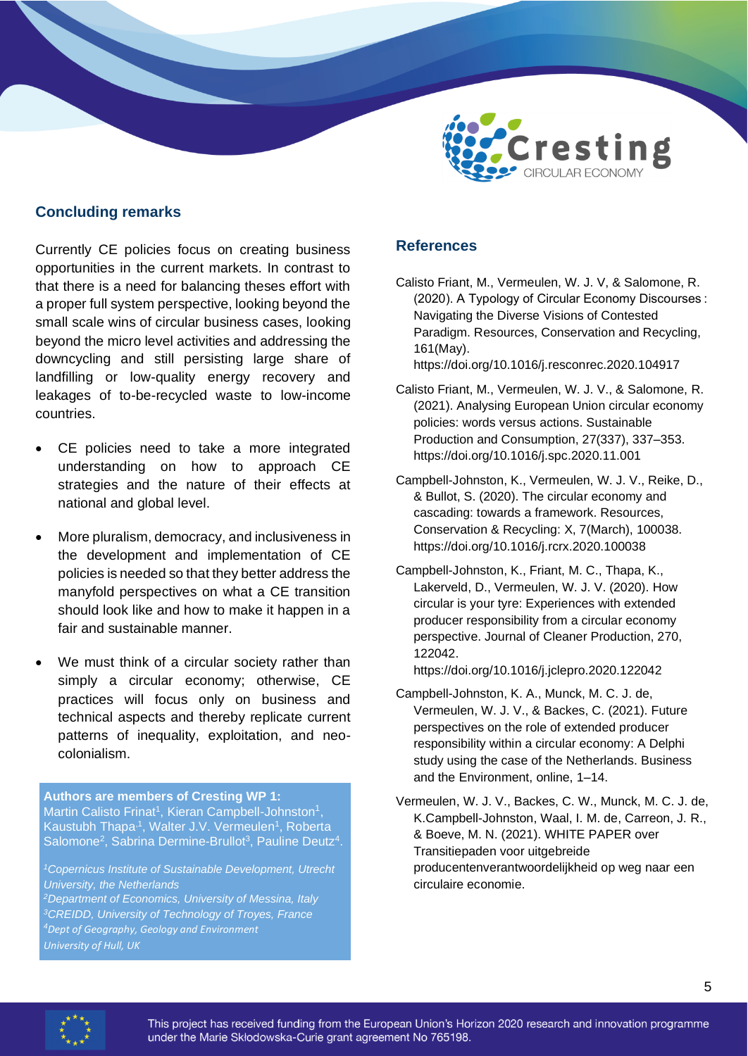## Concluding remarks

Currently CE policies focus on creating business opportunities in the current markets. In contrast to that there is a need for balancing theses effort with a proper full system perspective, looking beyond the small scale wins of circular business cases, looking beyond the micro level activities and addressing the downcycling and still persisting large share of landfilling or low-quality energy recovery and leakages of to-be-recycled waste to low-income countries.

- CE policies need to take a more integrated understanding on how to approach CE strategies and the nature of their effects at national and global level.
- More pluralism, democracy, and inclusiveness in the development and implementation of CE policies is needed so that they better address the manyfold perspectives on what a CE transition should look like and how to make it happen in a fair and sustainable manner.
- We must think of a circular society rather than simply a circular economy; otherwise, CE practices will focus only on business and technical aspects and thereby replicate current patterns of inequality, exploitation, and neo-colonialism.

**Authors are members of Cresting WP 1:**
Martin Calisto Frinat[1], Kieran Campbell-Johnston[1], Kaustubh Thapa[1], Walter J.V. Vermeulen[1], Roberta Salomone[2], Sabrina Dermine-Brullot[3], Pauline Deutz[4].

*[1]Copernicus Institute of Sustainable Development, Utrecht University, the Netherlands*
*[2]Department of Economics, University of Messina, Italy*
*[3]CREIDD, University of Technology of Troyes, France*
*[4]Dept of Geography, Geology and Environment University of Hull, UK*

## References

Calisto Friant, M., Vermeulen, W. J. V, & Salomone, R. (2020). A Typology of Circular Economy Discourses : Navigating the Diverse Visions of Contested Paradigm. Resources, Conservation and Recycling, 161(May). https://doi.org/10.1016/j.resconrec.2020.104917

Calisto Friant, M., Vermeulen, W. J. V., & Salomone, R. (2021). Analysing European Union circular economy policies: words versus actions. Sustainable Production and Consumption, 27(337), 337–353. https://doi.org/10.1016/j.spc.2020.11.001

Campbell-Johnston, K., Vermeulen, W. J. V., Reike, D., & Bullot, S. (2020). The circular economy and cascading: towards a framework. Resources, Conservation & Recycling: X, 7(March), 100038. https://doi.org/10.1016/j.rcrx.2020.100038

Campbell-Johnston, K., Friant, M. C., Thapa, K., Lakerveld, D., Vermeulen, W. J. V. (2020). How circular is your tyre: Experiences with extended producer responsibility from a circular economy perspective. Journal of Cleaner Production, 270, 122042. https://doi.org/10.1016/j.jclepro.2020.122042

Campbell-Johnston, K. A., Munck, M. C. J. de, Vermeulen, W. J. V., & Backes, C. (2021). Future perspectives on the role of extended producer responsibility within a circular economy: A Delphi study using the case of the Netherlands. Business and the Environment, online, 1–14.

Vermeulen, W. J. V., Backes, C. W., Munck, M. C. J. de, K.Campbell-Johnston, Waal, I. M. de, Carreon, J. R., & Boeve, M. N. (2021). WHITE PAPER over Transitiepaden voor uitgebreide producentenverantwoordelijkheid op weg naar een circulaire economie.

This project has received funding from the European Union's Horizon 2020 research and innovation programme under the Marie Skłodowska-Curie grant agreement No 765198.